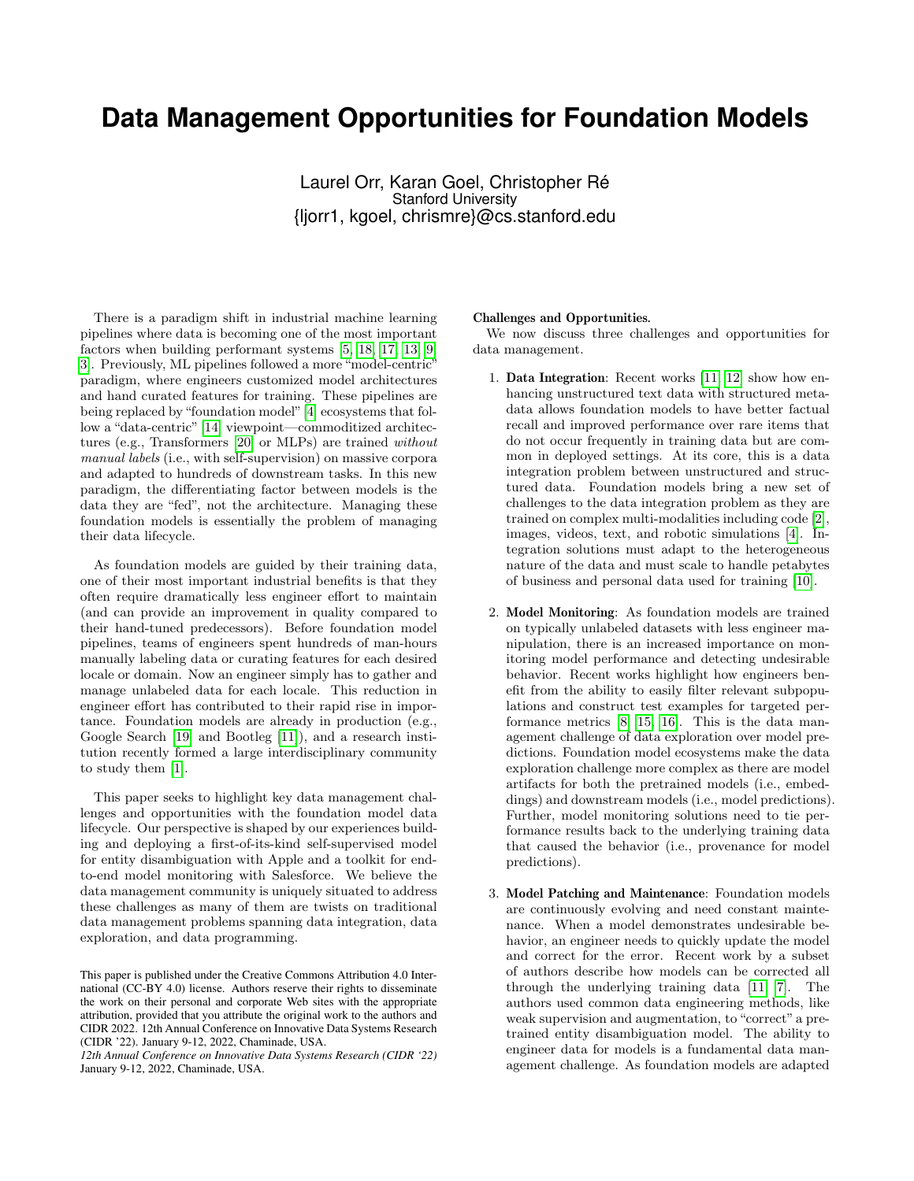# Data Management Opportunities for Foundation Models

Laurel Orr, Karan Goel, Christopher Ré
Stanford University
{ljorr1, kgoel, chrismre}@cs.stanford.edu

There is a paradigm shift in industrial machine learning pipelines where data is becoming one of the most important factors when building performant systems [5, 18, 17, 13, 9, 3]. Previously, ML pipelines followed a more "model-centric" paradigm, where engineers customized model architectures and hand curated features for training. These pipelines are being replaced by "foundation model" [4] ecosystems that follow a "data-centric" [14] viewpoint—commoditized architectures (e.g., Transformers [20] or MLPs) are trained *without manual labels* (i.e., with self-supervision) on massive corpora and adapted to hundreds of downstream tasks. In this new paradigm, the differentiating factor between models is the data they are "fed", not the architecture. Managing these foundation models is essentially the problem of managing their data lifecycle.

As foundation models are guided by their training data, one of their most important industrial benefits is that they often require dramatically less engineer effort to maintain (and can provide an improvement in quality compared to their hand-tuned predecessors). Before foundation model pipelines, teams of engineers spent hundreds of man-hours manually labeling data or curating features for each desired locale or domain. Now an engineer simply has to gather and manage unlabeled data for each locale. This reduction in engineer effort has contributed to their rapid rise in importance. Foundation models are already in production (e.g., Google Search [19] and Bootleg [11]), and a research institution recently formed a large interdisciplinary community to study them [1].

This paper seeks to highlight key data management challenges and opportunities with the foundation model data lifecycle. Our perspective is shaped by our experiences building and deploying a first-of-its-kind self-supervised model for entity disambiguation with Apple and a toolkit for end-to-end model monitoring with Salesforce. We believe the data management community is uniquely situated to address these challenges as many of them are twists on traditional data management problems spanning data integration, data exploration, and data programming.

This paper is published under the Creative Commons Attribution 4.0 International (CC-BY 4.0) license. Authors reserve their rights to disseminate the work on their personal and corporate Web sites with the appropriate attribution, provided that you attribute the original work to the authors and CIDR 2022. 12th Annual Conference on Innovative Data Systems Research (CIDR '22). January 9-12, 2022, Chaminade, USA.
*12th Annual Conference on Innovative Data Systems Research (CIDR '22)* January 9-12, 2022, Chaminade, USA.

**Challenges and Opportunities.**

We now discuss three challenges and opportunities for data management.

1. **Data Integration**: Recent works [11, 12] show how enhancing unstructured text data with structured metadata allows foundation models to have better factual recall and improved performance over rare items that do not occur frequently in training data but are common in deployed settings. At its core, this is a data integration problem between unstructured and structured data. Foundation models bring a new set of challenges to the data integration problem as they are trained on complex multi-modalities including code [2], images, videos, text, and robotic simulations [4]. Integration solutions must adapt to the heterogeneous nature of the data and must scale to handle petabytes of business and personal data used for training [10].

2. **Model Monitoring**: As foundation models are trained on typically unlabeled datasets with less engineer manipulation, there is an increased importance on monitoring model performance and detecting undesirable behavior. Recent works highlight how engineers benefit from the ability to easily filter relevant subpopulations and construct test examples for targeted performance metrics [8, 15, 16]. This is the data management challenge of data exploration over model predictions. Foundation model ecosystems make the data exploration challenge more complex as there are model artifacts for both the pretrained models (i.e., embeddings) and downstream models (i.e., model predictions). Further, model monitoring solutions need to tie performance results back to the underlying training data that caused the behavior (i.e., provenance for model predictions).

3. **Model Patching and Maintenance**: Foundation models are continuously evolving and need constant maintenance. When a model demonstrates undesirable behavior, an engineer needs to quickly update the model and correct for the error. Recent work by a subset of authors describe how models can be corrected all through the underlying training data [11, 7]. The authors used common data engineering methods, like weak supervision and augmentation, to "correct" a pretrained entity disambiguation model. The ability to engineer data for models is a fundamental data management challenge. As foundation models are adapted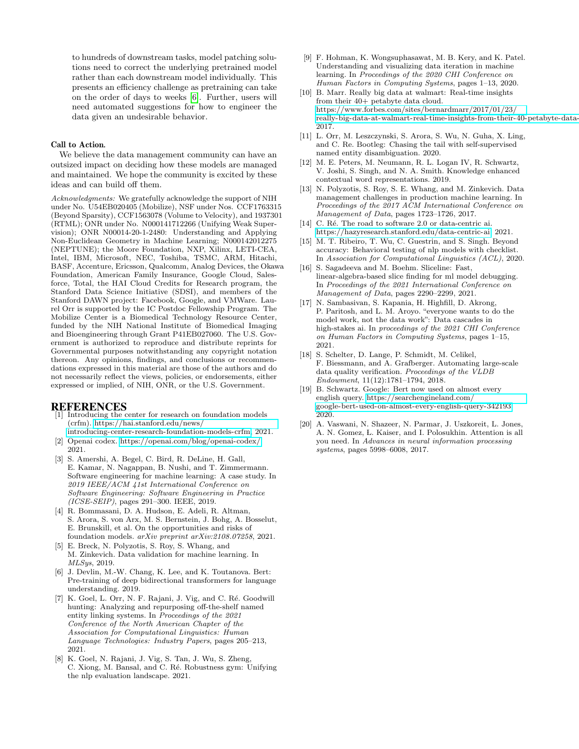to hundreds of downstream tasks, model patching solutions need to correct the underlying pretrained model rather than each downstream model individually. This presents an efficiency challenge as pretraining can take on the order of days to weeks [6]. Further, users will need automated suggestions for how to engineer the data given an undesirable behavior.

**Call to Action.**

We believe the data management community can have an outsized impact on deciding how these models are managed and maintained. We hope the community is excited by these ideas and can build off them.

*Acknowledgments:* We gratefully acknowledge the support of NIH under No. U54EB020405 (Mobilize), NSF under Nos. CCF1763315 (Beyond Sparsity), CCF1563078 (Volume to Velocity), and 1937301 (RTML); ONR under No. N000141712266 (Unifying Weak Supervision); ONR N00014-20-1-2480: Understanding and Applying Non-Euclidean Geometry in Machine Learning; N000142012275 (NEPTUNE); the Moore Foundation, NXP, Xilinx, LETI-CEA, Intel, IBM, Microsoft, NEC, Toshiba, TSMC, ARM, Hitachi, BASF, Accenture, Ericsson, Qualcomm, Analog Devices, the Okawa Foundation, American Family Insurance, Google Cloud, Salesforce, Total, the HAI Cloud Credits for Research program, the Stanford Data Science Initiative (SDSI), and members of the Stanford DAWN project: Facebook, Google, and VMWare. Laurel Orr is supported by the IC Postdoc Fellowship Program. The Mobilize Center is a Biomedical Technology Resource Center, funded by the NIH National Institute of Biomedical Imaging and Bioengineering through Grant P41EB027060. The U.S. Government is authorized to reproduce and distribute reprints for Governmental purposes notwithstanding any copyright notation thereon. Any opinions, findings, and conclusions or recommendations expressed in this material are those of the authors and do not necessarily reflect the views, policies, or endorsements, either expressed or implied, of NIH, ONR, or the U.S. Government.

# REFERENCES

[1] Introducing the center for research on foundation models (crfm). https://hai.stanford.edu/news/introducing-center-research-foundation-models-crfm, 2021.

[2] Openai codex. https://openai.com/blog/openai-codex/, 2021.

[3] S. Amershi, A. Begel, C. Bird, R. DeLine, H. Gall, E. Kamar, N. Nagappan, B. Nushi, and T. Zimmermann. Software engineering for machine learning: A case study. In *2019 IEEE/ACM 41st International Conference on Software Engineering: Software Engineering in Practice (ICSE-SEIP)*, pages 291–300. IEEE, 2019.

[4] R. Bommasani, D. A. Hudson, E. Adeli, R. Altman, S. Arora, S. von Arx, M. S. Bernstein, J. Bohg, A. Bosselut, E. Brunskill, et al. On the opportunities and risks of foundation models. *arXiv preprint arXiv:2108.07258*, 2021.

[5] E. Breck, N. Polyzotis, S. Roy, S. Whang, and M. Zinkevich. Data validation for machine learning. In *MLSys*, 2019.

[6] J. Devlin, M.-W. Chang, K. Lee, and K. Toutanova. Bert: Pre-training of deep bidirectional transformers for language understanding. 2019.

[7] K. Goel, L. Orr, N. F. Rajani, J. Vig, and C. Ré. Goodwill hunting: Analyzing and repurposing off-the-shelf named entity linking systems. In *Proceedings of the 2021 Conference of the North American Chapter of the Association for Computational Linguistics: Human Language Technologies: Industry Papers*, pages 205–213, 2021.

[8] K. Goel, N. Rajani, J. Vig, S. Tan, J. Wu, S. Zheng, C. Xiong, M. Bansal, and C. Ré. Robustness gym: Unifying the nlp evaluation landscape. 2021.

[9] F. Hohman, K. Wongsuphasawat, M. B. Kery, and K. Patel. Understanding and visualizing data iteration in machine learning. In *Proceedings of the 2020 CHI Conference on Human Factors in Computing Systems*, pages 1–13, 2020.

[10] B. Marr. Really big data at walmart: Real-time insights from their 40+ petabyte data cloud. https://www.forbes.com/sites/bernardmarr/2017/01/23/really-big-data-at-walmart-real-time-insights-from-their-40-petabyte-data-cloud, 2017.

[11] L. Orr, M. Leszczynski, S. Arora, S. Wu, N. Guha, X. Ling, and C. Re. Bootleg: Chasing the tail with self-supervised named entity disambiguation. 2020.

[12] M. E. Peters, M. Neumann, R. L. Logan IV, R. Schwartz, V. Joshi, S. Singh, and N. A. Smith. Knowledge enhanced contextual word representations. 2019.

[13] N. Polyzotis, S. Roy, S. E. Whang, and M. Zinkevich. Data management challenges in production machine learning. In *Proceedings of the 2017 ACM International Conference on Management of Data*, pages 1723–1726, 2017.

[14] C. Ré. The road to software 2.0 or data-centric ai. https://hazyresearch.stanford.edu/data-centric-ai, 2021.

[15] M. T. Ribeiro, T. Wu, C. Guestrin, and S. Singh. Beyond accuracy: Behavioral testing of nlp models with checklist. In *Association for Computational Linguistics (ACL)*, 2020.

[16] S. Sagadeeva and M. Boehm. Sliceline: Fast, linear-algebra-based slice finding for ml model debugging. In *Proceedings of the 2021 International Conference on Management of Data*, pages 2290–2299, 2021.

[17] N. Sambasivan, S. Kapania, H. Highfill, D. Akrong, P. Paritosh, and L. M. Aroyo. "everyone wants to do the model work, not the data work": Data cascades in high-stakes ai. In *proceedings of the 2021 CHI Conference on Human Factors in Computing Systems*, pages 1–15, 2021.

[18] S. Schelter, D. Lange, P. Schmidt, M. Celikel, F. Biessmann, and A. Grafberger. Automating large-scale data quality verification. *Proceedings of the VLDB Endowment*, 11(12):1781–1794, 2018.

[19] B. Schwartz. Google: Bert now used on almost every english query. https://searchengineland.com/google-bert-used-on-almost-every-english-query-342193, 2020.

[20] A. Vaswani, N. Shazeer, N. Parmar, J. Uszkoreit, L. Jones, A. N. Gomez, Ł. Kaiser, and I. Polosukhin. Attention is all you need. In *Advances in neural information processing systems*, pages 5998–6008, 2017.